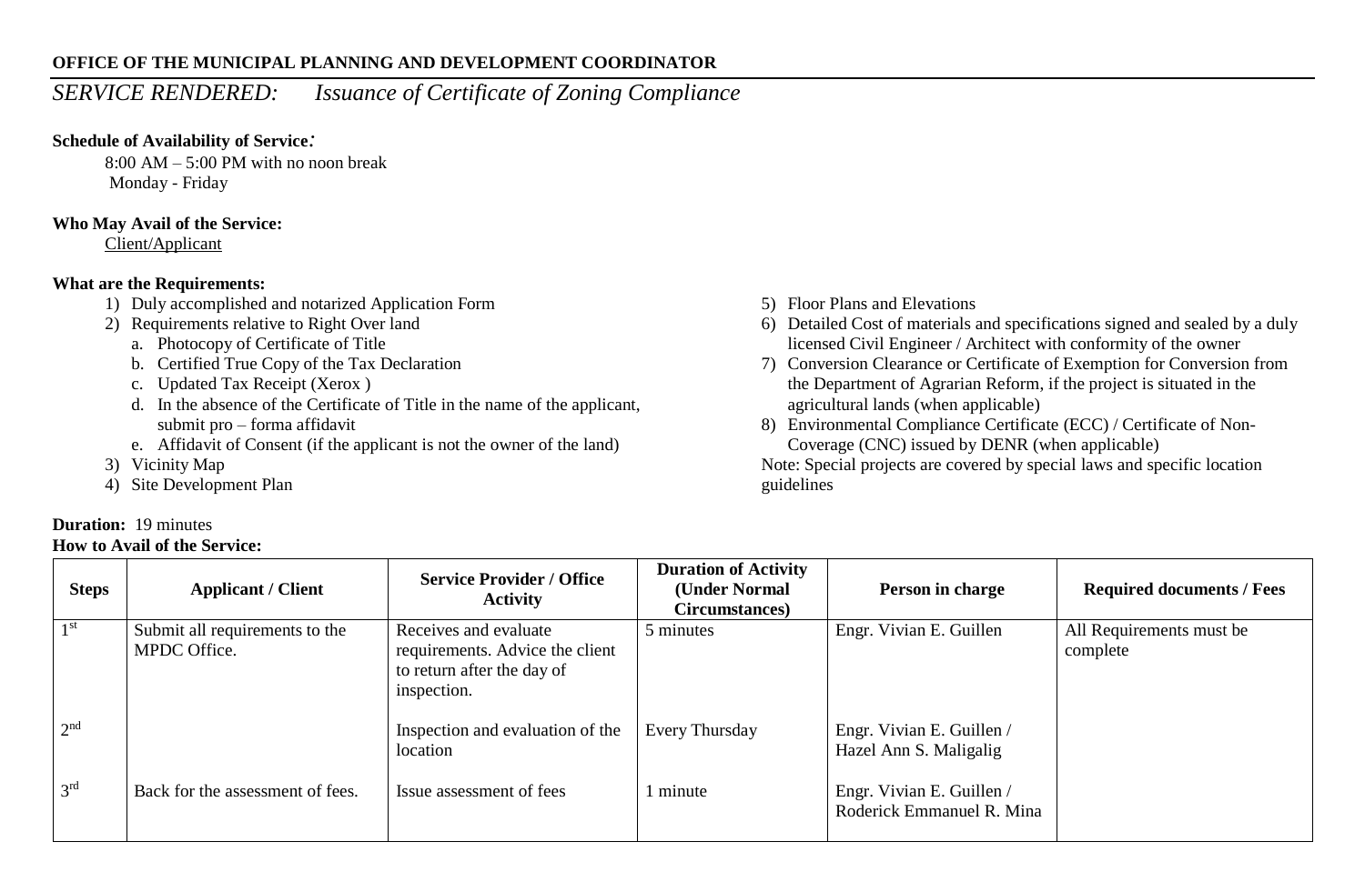**OFFICE OF THE MUNICIPAL PLANNING AND DEVELOPMENT COORDINATOR**

# *SERVICE RENDERED: Issuance of Certificate of Zoning Compliance*

**Schedule of Availability of Service:**

8:00 AM – 5:00 PM with no noon break
Monday - Friday

**Who May Avail of the Service:**

Client/Applicant

**What are the Requirements:**

1) Duly accomplished and notarized Application Form
2) Requirements relative to Right Over land
    a. Photocopy of Certificate of Title
    b. Certified True Copy of the Tax Declaration
    c. Updated Tax Receipt (Xerox )
    d. In the absence of the Certificate of Title in the name of the applicant, submit pro – forma affidavit
    e. Affidavit of Consent (if the applicant is not the owner of the land)
3) Vicinity Map
4) Site Development Plan
5) Floor Plans and Elevations
6) Detailed Cost of materials and specifications signed and sealed by a duly licensed Civil Engineer / Architect with conformity of the owner
7) Conversion Clearance or Certificate of Exemption for Conversion from the Department of Agrarian Reform, if the project is situated in the agricultural lands (when applicable)
8) Environmental Compliance Certificate (ECC) / Certificate of Non-Coverage (CNC) issued by DENR (when applicable)

Note: Special projects are covered by special laws and specific location guidelines

**Duration:** 19 minutes

**How to Avail of the Service:**

| Steps | Applicant / Client | Service Provider / Office Activity | Duration of Activity (Under Normal Circumstances) | Person in charge | Required documents / Fees |
|---|---|---|---|---|---|
| 1st | Submit all requirements to the MPDC Office. | Receives and evaluate requirements. Advice the client to return after the day of inspection. | 5 minutes | Engr. Vivian E. Guillen | All Requirements must be complete |
| 2nd | | Inspection and evaluation of the location | Every Thursday | Engr. Vivian E. Guillen / Hazel Ann S. Maligalig | |
| 3rd | Back for the assessment of fees. | Issue assessment of fees | 1 minute | Engr. Vivian E. Guillen / Roderick Emmanuel R. Mina | |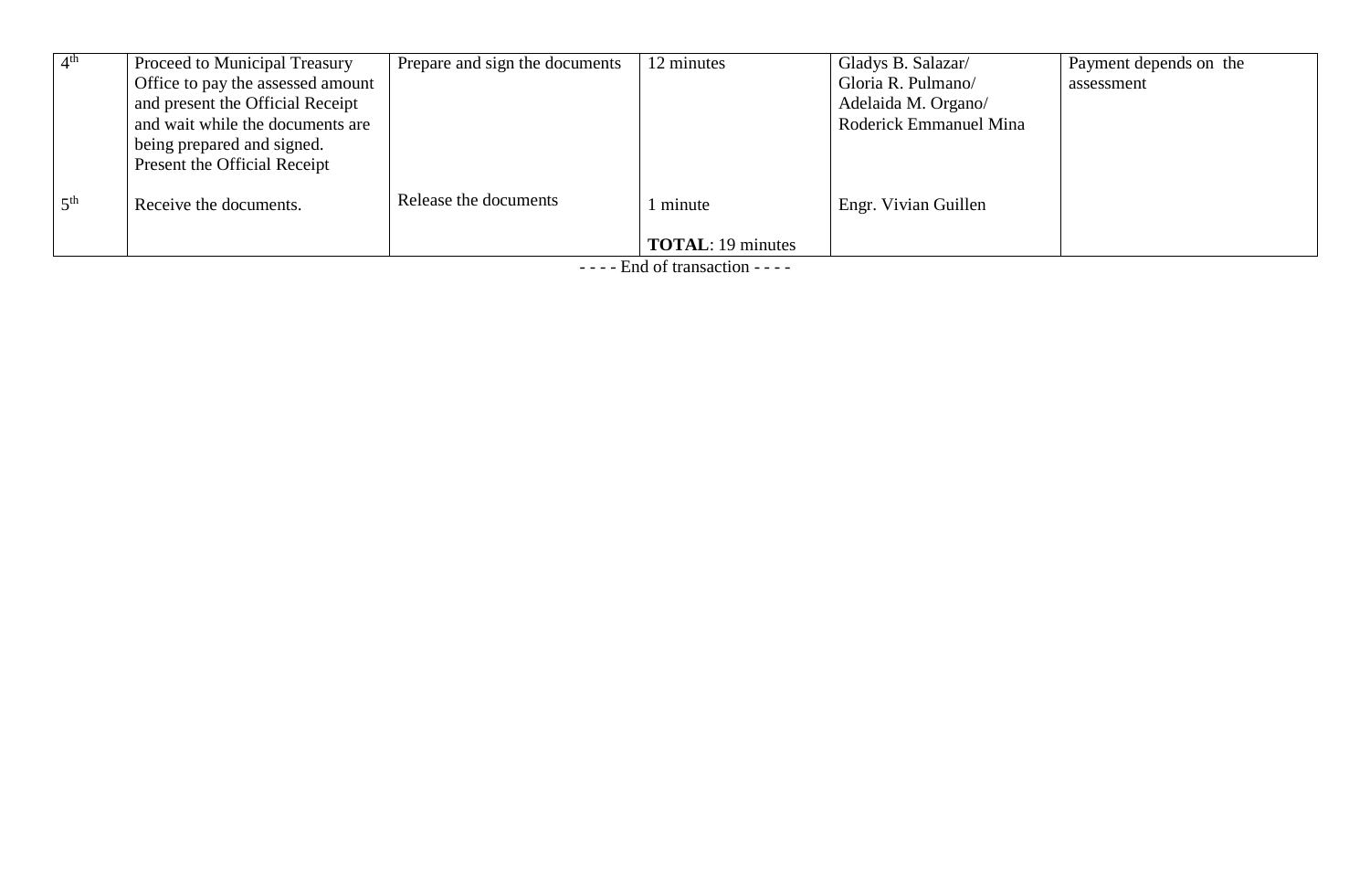| | | | | | |
|---|---|---|---|---|---|
| 4th | Proceed to Municipal Treasury Office to pay the assessed amount and present the Official Receipt and wait while the documents are being prepared and signed. Present the Official Receipt | Prepare and sign the documents | 12 minutes | Gladys B. Salazar/ Gloria R. Pulmano/ Adelaida M. Organo/ Roderick Emmanuel Mina | Payment depends on the assessment |
| 5th | Receive the documents. | Release the documents | 1 minute<br><br>**TOTAL**: 19 minutes | Engr. Vivian Guillen | |

- - - - End of transaction - - - -